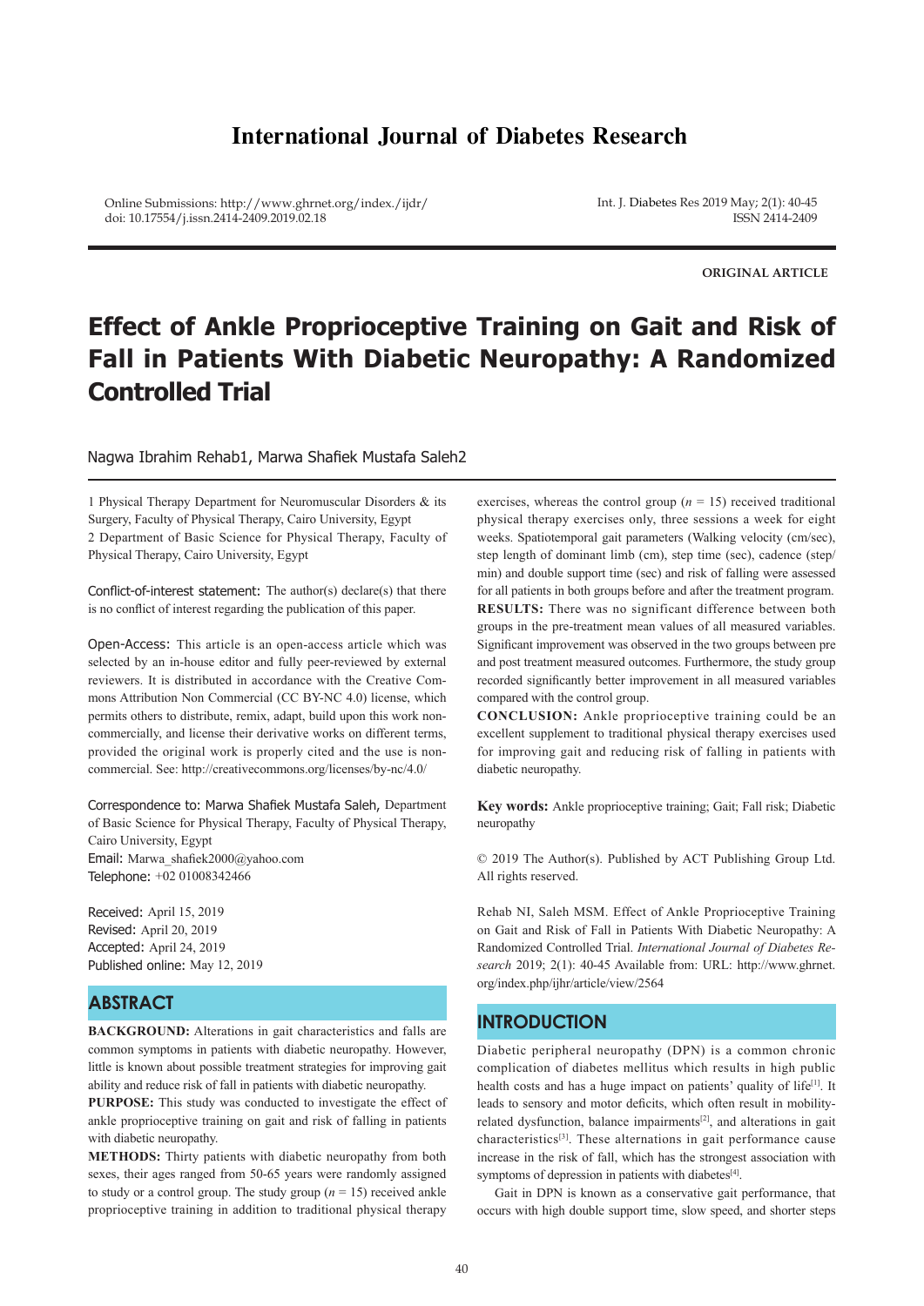# International Journal of Diabetes Research

Online Submissions: http://www.ghrnet.org/index./ijdr/
doi: 10.17554/j.issn.2414-2409.2019.02.18

Int. J. Diabetes Res 2019 May; 2(1): 40-45
ISSN 2414-2409

**ORIGINAL ARTICLE**

# Effect of Ankle Proprioceptive Training on Gait and Risk of Fall in Patients With Diabetic Neuropathy: A Randomized Controlled Trial

Nagwa Ibrahim Rehab1, Marwa Shafiek Mustafa Saleh2

1 Physical Therapy Department for Neuromuscular Disorders & its Surgery, Faculty of Physical Therapy, Cairo University, Egypt
2 Department of Basic Science for Physical Therapy, Faculty of Physical Therapy, Cairo University, Egypt

Conflict-of-interest statement: The author(s) declare(s) that there is no conflict of interest regarding the publication of this paper.

Open-Access: This article is an open-access article which was selected by an in-house editor and fully peer-reviewed by external reviewers. It is distributed in accordance with the Creative Commons Attribution Non Commercial (CC BY-NC 4.0) license, which permits others to distribute, remix, adapt, build upon this work non-commercially, and license their derivative works on different terms, provided the original work is properly cited and the use is non-commercial. See: http://creativecommons.org/licenses/by-nc/4.0/

Correspondence to: Marwa Shafiek Mustafa Saleh, Department of Basic Science for Physical Therapy, Faculty of Physical Therapy, Cairo University, Egypt
Email: Marwa_shafiek2000@yahoo.com
Telephone: +02 01008342466

Received: April 15, 2019
Revised: April 20, 2019
Accepted: April 24, 2019
Published online: May 12, 2019

## ABSTRACT

**BACKGROUND:** Alterations in gait characteristics and falls are common symptoms in patients with diabetic neuropathy. However, little is known about possible treatment strategies for improving gait ability and reduce risk of fall in patients with diabetic neuropathy.
**PURPOSE:** This study was conducted to investigate the effect of ankle proprioceptive training on gait and risk of falling in patients with diabetic neuropathy.
**METHODS:** Thirty patients with diabetic neuropathy from both sexes, their ages ranged from 50-65 years were randomly assigned to study or a control group. The study group ($n$ = 15) received ankle proprioceptive training in addition to traditional physical therapy exercises, whereas the control group ($n$ = 15) received traditional physical therapy exercises only, three sessions a week for eight weeks. Spatiotemporal gait parameters (Walking velocity (cm/sec), step length of dominant limb (cm), step time (sec), cadence (step/min) and double support time (sec) and risk of falling were assessed for all patients in both groups before and after the treatment program.
**RESULTS:** There was no significant difference between both groups in the pre-treatment mean values of all measured variables. Significant improvement was observed in the two groups between pre and post treatment measured outcomes. Furthermore, the study group recorded significantly better improvement in all measured variables compared with the control group.
**CONCLUSION:** Ankle proprioceptive training could be an excellent supplement to traditional physical therapy exercises used for improving gait and reducing risk of falling in patients with diabetic neuropathy.

**Key words:** Ankle proprioceptive training; Gait; Fall risk; Diabetic neuropathy

© 2019 The Author(s). Published by ACT Publishing Group Ltd. All rights reserved.

Rehab NI, Saleh MSM. Effect of Ankle Proprioceptive Training on Gait and Risk of Fall in Patients With Diabetic Neuropathy: A Randomized Controlled Trial. *International Journal of Diabetes Research* 2019; 2(1): 40-45 Available from: URL: http://www.ghrnet.org/index.php/ijhr/article/view/2564

## INTRODUCTION

Diabetic peripheral neuropathy (DPN) is a common chronic complication of diabetes mellitus which results in high public health costs and has a huge impact on patients' quality of life[1]. It leads to sensory and motor deficits, which often result in mobility-related dysfunction, balance impairments[2], and alterations in gait characteristics[3]. These alternations in gait performance cause increase in the risk of fall, which has the strongest association with symptoms of depression in patients with diabetes[4].

Gait in DPN is known as a conservative gait performance, that occurs with high double support time, slow speed, and shorter steps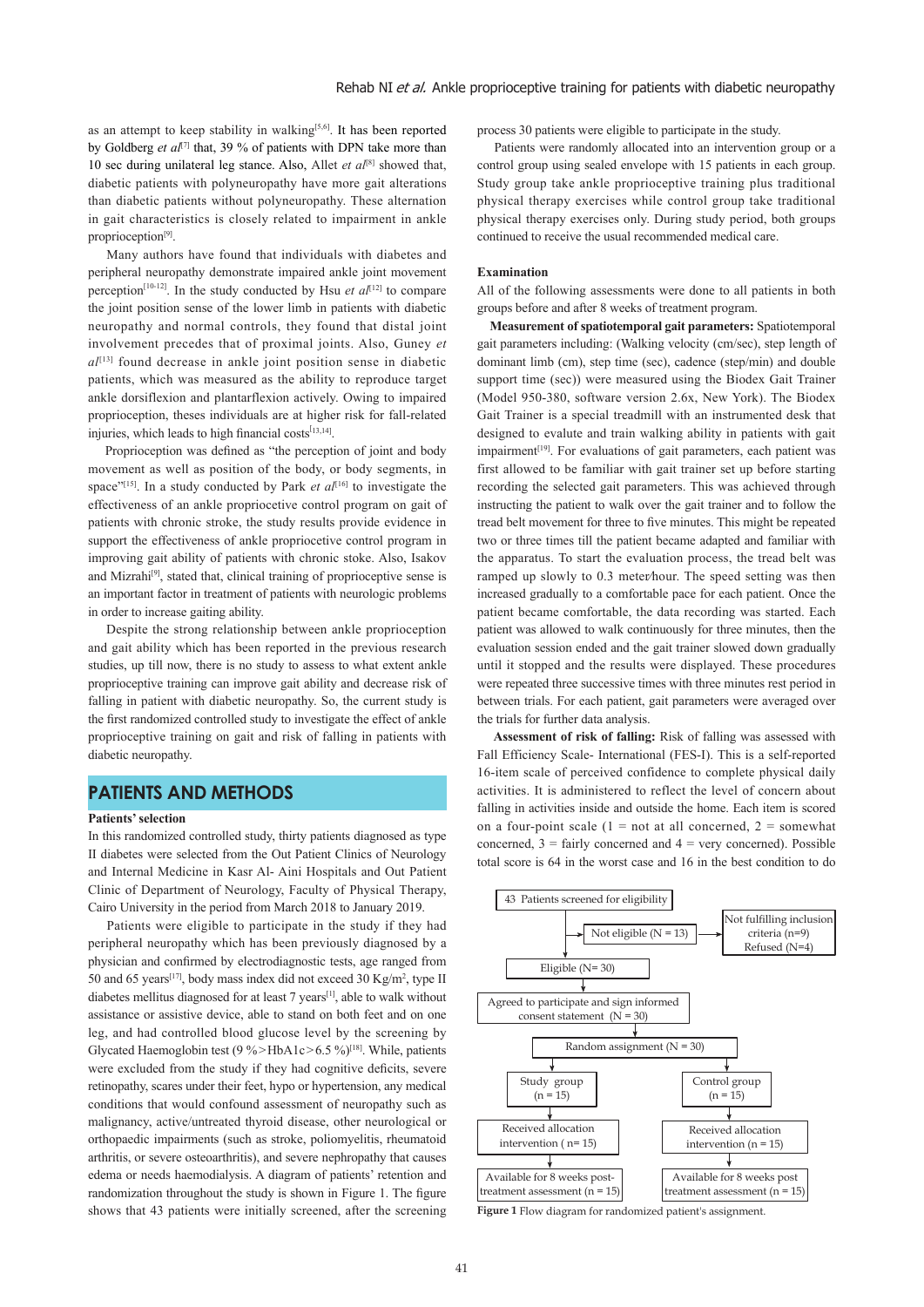as an attempt to keep stability in walking[5,6]. It has been reported by Goldberg *et al*[7] that, 39 % of patients with DPN take more than 10 sec during unilateral leg stance. Also, Allet *et al*[8] showed that, diabetic patients with polyneuropathy have more gait alterations than diabetic patients without polyneuropathy. These alternation in gait characteristics is closely related to impairment in ankle proprioception[9].

Many authors have found that individuals with diabetes and peripheral neuropathy demonstrate impaired ankle joint movement perception[10-12]. In the study conducted by Hsu *et al*[12] to compare the joint position sense of the lower limb in patients with diabetic neuropathy and normal controls, they found that distal joint involvement precedes that of proximal joints. Also, Guney *et al*[13] found decrease in ankle joint position sense in diabetic patients, which was measured as the ability to reproduce target ankle dorsiflexion and plantarflexion actively. Owing to impaired proprioception, theses individuals are at higher risk for fall-related injuries, which leads to high financial costs[13,14].

Proprioception was defined as "the perception of joint and body movement as well as position of the body, or body segments, in space"[15]. In a study conducted by Park *et al*[16] to investigate the effectiveness of an ankle proprioceptive control program on gait of patients with chronic stroke, the study results provide evidence in support the effectiveness of ankle proprioceptive control program in improving gait ability of patients with chronic stoke. Also, Isakov and Mizrahi[9], stated that, clinical training of proprioceptive sense is an important factor in treatment of patients with neurologic problems in order to increase gaiting ability.

Despite the strong relationship between ankle proprioception and gait ability which has been reported in the previous research studies, up till now, there is no study to assess to what extent ankle proprioceptive training can improve gait ability and decrease risk of falling in patient with diabetic neuropathy. So, the current study is the first randomized controlled study to investigate the effect of ankle proprioceptive training on gait and risk of falling in patients with diabetic neuropathy.

## PATIENTS AND METHODS

### Patients' selection

In this randomized controlled study, thirty patients diagnosed as type II diabetes were selected from the Out Patient Clinics of Neurology and Internal Medicine in Kasr Al- Aini Hospitals and Out Patient Clinic of Department of Neurology, Faculty of Physical Therapy, Cairo University in the period from March 2018 to January 2019.

Patients were eligible to participate in the study if they had peripheral neuropathy which has been previously diagnosed by a physician and confirmed by electrodiagnostic tests, age ranged from 50 and 65 years[17], body mass index did not exceed 30 Kg/m$^2$, type II diabetes mellitus diagnosed for at least 7 years[1], able to walk without assistance or assistive device, able to stand on both feet and on one leg, and had controlled blood glucose level by Glycated Haemoglobin test (9 %>HbA1c>6.5 %)[18]. While, patients were excluded from the study if they had cognitive deficits, severe retinopathy, scares under their feet, hypo or hypertension, any medical conditions that would confound assessment of neuropathy such as malignancy, active/untreated thyroid disease, other neurological or orthopaedic impairments (such as stroke, poliomyelitis, rheumatoid arthritis, or severe osteoarthritis), and severe nephropathy that causes edema or needs haemodialysis. A diagram of patients' retention and randomization throughout the study is shown in Figure 1. The figure shows that 43 patients were initially screened, after the screening process 30 patients were eligible to participate in the study.

Patients were randomly allocated into an intervention group or a control group using sealed envelope with 15 patients in each group. Study group take ankle proprioceptive training plus traditional physical therapy exercises while control group take traditional physical therapy exercises only. During study period, both groups continued to receive the usual recommended medical care.

### Examination

All of the following assessments were done to all patients in both groups before and after 8 weeks of treatment program.

**Measurement of spatiotemporal gait parameters:** Spatiotemporal gait parameters including: (Walking velocity (cm/sec), step length of dominant limb (cm), step time (sec), cadence (step/min) and double support time (sec)) were measured using the Biodex Gait Trainer (Model 950-380, software version 2.6x, New York). The Biodex Gait Trainer is a special treadmill with an instrumented desk that designed to evalute and train walking ability in patients with gait impairment[19]. For evaluations of gait parameters, each patient was first allowed to be familiar with gait trainer set up before starting recording the selected gait parameters. This was achieved through instructing the patient to walk over the gait trainer and to follow the tread belt movement for three to five minutes. This might be repeated two or three times till the patient became adapted and familiar with the apparatus. To start the evaluation process, the tread belt was ramped up slowly to 0.3 meter⁄hour. The speed setting was then increased gradually to a comfortable pace for each patient. Once the patient became comfortable, the data recording was started. Each patient was allowed to walk continuously for three minutes, then the evaluation session ended and the gait trainer slowed down gradually until it stopped and the results were displayed. These procedures were repeated three successive times with three minutes rest period in between trials. For each patient, gait parameters were averaged over the trials for further data analysis.

**Assessment of risk of falling:** Risk of falling was assessed with Fall Efficiency Scale- International (FES-I). This is a self-reported 16-item scale of perceived confidence to complete physical daily activities. It is administered to reflect the level of concern about falling in activities inside and outside the home. Each item is scored on a four-point scale (1 = not at all concerned, 2 = somewhat concerned, 3 = fairly concerned and 4 = very concerned). Possible total score is 64 in the worst case and 16 in the best condition to do

43 Patients screened for eligibility → Not eligible (N = 13) → Not fulfilling inclusion criteria (n=9), Refused (N=4)

Eligible (N= 30)

Agreed to participate and sign informed consent statement (N = 30)

Random assignment (N = 30)

| Study group (n = 15) | Control group (n = 15) |
|---|---|
| Received allocation intervention ( n= 15) | Received allocation intervention (n = 15) |
| Available for 8 weeks post-treatment assessment (n = 15) | Available for 8 weeks post treatment assessment (n = 15) |

**Figure 1** Flow diagram for randomized patient's assignment.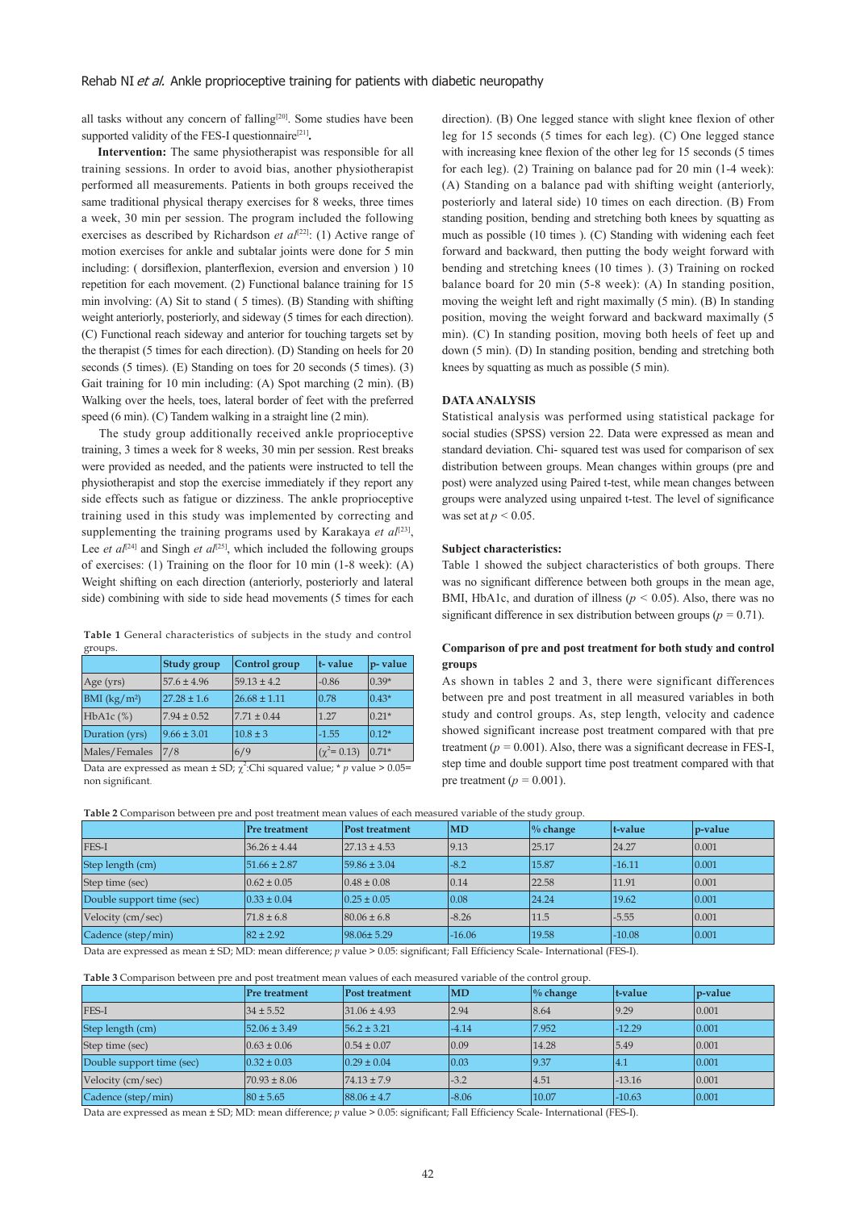all tasks without any concern of falling[20]. Some studies have been supported validity of the FES-I questionnaire[21].

**Intervention:** The same physiotherapist was responsible for all training sessions. In order to avoid bias, another physiotherapist performed all measurements. Patients in both groups received the same traditional physical therapy exercises for 8 weeks, three times a week, 30 min per session. The program included the following exercises as described by Richardson *et al*[22]: (1) Active range of motion exercises for ankle and subtalar joints were done for 5 min including: ( dorsiflexion, planterflexion, eversion and enversion ) 10 repetition for each movement. (2) Functional balance training for 15 min involving: (A) Sit to stand ( 5 times). (B) Standing with shifting weight anteriorly, posteriorly, and sideway (5 times for each direction). (C) Functional reach sideway and anterior for touching targets set by the therapist (5 times for each direction). (D) Standing on heels for 20 seconds (5 times). (E) Standing on toes for 20 seconds (5 times). (3) Gait training for 10 min including: (A) Spot marching (2 min). (B) Walking over the heels, toes, lateral border of feet with the preferred speed (6 min). (C) Tandem walking in a straight line (2 min).

The study group additionally received ankle proprioceptive training, 3 times a week for 8 weeks, 30 min per session. Rest breaks were provided as needed, and the patients were instructed to tell the physiotherapist and stop the exercise immediately if they report any side effects such as fatigue or dizziness. The ankle proprioceptive training used in this study was implemented by correcting and supplementing the training programs used by Karakaya *et al*[23], Lee *et al*[24] and Singh *et al*[25], which included the following groups of exercises: (1) Training on the floor for 10 min (1-8 week): (A) Weight shifting on each direction (anteriorly, posteriorly and lateral side) combining with side to side head movements (5 times for each direction). (B) One legged stance with slight knee flexion of other leg for 15 seconds (5 times for each leg). (C) One legged stance with increasing knee flexion of the other leg for 15 seconds (5 times for each leg). (2) Training on balance pad for 20 min (1-4 week): (A) Standing on a balance pad with shifting weight (anteriorly, posteriorly and lateral side) 10 times on each direction. (B) From standing position, bending and stretching both knees by squatting as much as possible (10 times ). (C) Standing with widening each feet forward and backward, then putting the body weight forward with bending and stretching knees (10 times ). (3) Training on rocked balance board for 20 min (5-8 week): (A) In standing position, moving the weight left and right maximally (5 min). (B) In standing position, moving the weight forward and backward maximally (5 min). (C) In standing position, moving both heels of feet up and down (5 min). (D) In standing position, bending and stretching both knees by squatting as much as possible (5 min).

**Table 1** General characteristics of subjects in the study and control groups.

| | Study group | Control group | t- value | p- value |
|---|---|---|---|---|
| Age (yrs) | 57.6 ± 4.96 | 59.13 ± 4.2 | -0.86 | 0.39* |
| BMI (kg/m²) | 27.28 ± 1.6 | 26.68 ± 1.11 | 0.78 | 0.43* |
| HbA1c (%) | 7.94 ± 0.52 | 7.71 ± 0.44 | 1.27 | 0.21* |
| Duration (yrs) | 9.66 ± 3.01 | 10.8 ± 3 | -1.55 | 0.12* |
| Males/Females | 7/8 | 6/9 | ($\chi^2$= 0.13) | 0.71* |

Data are expressed as mean ± SD; $\chi^2$:Chi squared value; * $p$ value > 0.05= non significant.

## DATA ANALYSIS

Statistical analysis was performed using statistical package for social studies (SPSS) version 22. Data were expressed as mean and standard deviation. Chi- squared test was used for comparison of sex distribution between groups. Mean changes within groups (pre and post) were analyzed using Paired t-test, while mean changes between groups were analyzed using unpaired t-test. The level of significance was set at $p < 0.05$.

**Subject characteristics:**

Table 1 showed the subject characteristics of both groups. There was no significant difference between both groups in the mean age, BMI, HbA1c, and duration of illness ($p$ < 0.05). Also, there was no significant difference in sex distribution between groups ($p$ = 0.71).

**Comparison of pre and post treatment for both study and control groups**

As shown in tables 2 and 3, there were significant differences between pre and post treatment in all measured variables in both study and control groups. As, step length, velocity and cadence showed significant increase post treatment compared with that pre treatment ($p$ = 0.001). Also, there was a significant decrease in FES-I, step time and double support time post treatment compared with that pre treatment ($p$ = 0.001).

**Table 2** Comparison between pre and post treatment mean values of each measured variable of the study group.

| | Pre treatment | Post treatment | MD | % change | t-value | p-value |
|---|---|---|---|---|---|---|
| FES-I | 36.26 ± 4.44 | 27.13 ± 4.53 | 9.13 | 25.17 | 24.27 | 0.001 |
| Step length (cm) | 51.66 ± 2.87 | 59.86 ± 3.04 | -8.2 | 15.87 | -16.11 | 0.001 |
| Step time (sec) | 0.62 ± 0.05 | 0.48 ± 0.08 | 0.14 | 22.58 | 11.91 | 0.001 |
| Double support time (sec) | 0.33 ± 0.04 | 0.25 ± 0.05 | 0.08 | 24.24 | 19.62 | 0.001 |
| Velocity (cm/sec) | 71.8 ± 6.8 | 80.06 ± 6.8 | -8.26 | 11.5 | -5.55 | 0.001 |
| Cadence (step/min) | 82 ± 2.92 | 98.06± 5.29 | -16.06 | 19.58 | -10.08 | 0.001 |

Data are expressed as mean ± SD; MD: mean difference; $p$ value > 0.05: significant; Fall Efficiency Scale- International (FES-I).

**Table 3** Comparison between pre and post treatment mean values of each measured variable of the control group.

| | Pre treatment | Post treatment | MD | % change | t-value | p-value |
|---|---|---|---|---|---|---|
| FES-I | 34 ± 5.52 | 31.06 ± 4.93 | 2.94 | 8.64 | 9.29 | 0.001 |
| Step length (cm) | 52.06 ± 3.49 | 56.2 ± 3.21 | -4.14 | 7.952 | -12.29 | 0.001 |
| Step time (sec) | 0.63 ± 0.06 | 0.54 ± 0.07 | 0.09 | 14.28 | 5.49 | 0.001 |
| Double support time (sec) | 0.32 ± 0.03 | 0.29 ± 0.04 | 0.03 | 9.37 | 4.1 | 0.001 |
| Velocity (cm/sec) | 70.93 ± 8.06 | 74.13 ± 7.9 | -3.2 | 4.51 | -13.16 | 0.001 |
| Cadence (step/min) | 80 ± 5.65 | 88.06 ± 4.7 | -8.06 | 10.07 | -10.63 | 0.001 |

Data are expressed as mean ± SD; MD: mean difference; $p$ value > 0.05: significant; Fall Efficiency Scale- International (FES-I).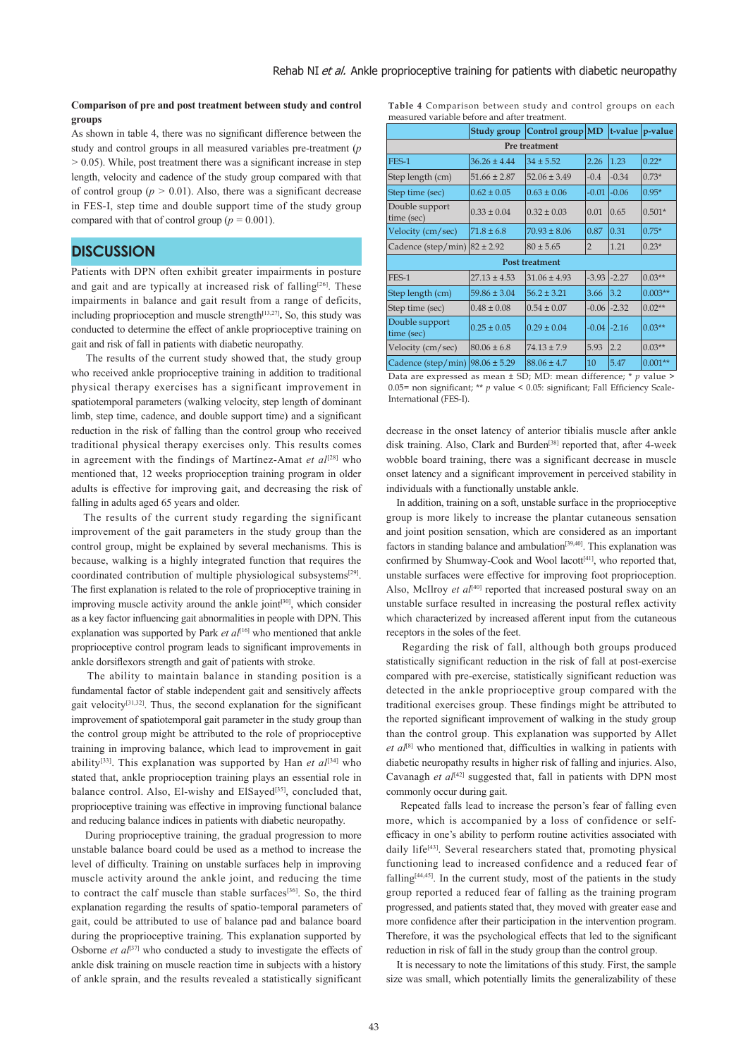### Comparison of pre and post treatment between study and control groups

As shown in table 4, there was no significant difference between the study and control groups in all measured variables pre-treatment ($p > 0.05$). While, post treatment there was a significant increase in step length, velocity and cadence of the study group compared with that of control group ($p > 0.01$). Also, there was a significant decrease in FES-I, step time and double support time of the study group compared with that of control group ($p = 0.001$).

**Table 4** Comparison between study and control groups on each measured variable before and after treatment.

| | Study group | Control group | MD | t-value | p-value |
|---|---|---|---|---|---|
| **Pre treatment** | | | | | |
| FES-1 | 36.26 ± 4.44 | 34 ± 5.52 | 2.26 | 1.23 | 0.22* |
| Step length (cm) | 51.66 ± 2.87 | 52.06 ± 3.49 | -0.4 | -0.34 | 0.73* |
| Step time (sec) | 0.62 ± 0.05 | 0.63 ± 0.06 | -0.01 | -0.06 | 0.95* |
| Double support time (sec) | 0.33 ± 0.04 | 0.32 ± 0.03 | 0.01 | 0.65 | 0.501* |
| Velocity (cm/sec) | 71.8 ± 6.8 | 70.93 ± 8.06 | 0.87 | 0.31 | 0.75* |
| Cadence (step/min) | 82 ± 2.92 | 80 ± 5.65 | 2 | 1.21 | 0.23* |
| **Post treatment** | | | | | |
| FES-1 | 27.13 ± 4.53 | 31.06 ± 4.93 | -3.93 | -2.27 | 0.03** |
| Step length (cm) | 59.86 ± 3.04 | 56.2 ± 3.21 | 3.66 | 3.2 | 0.003** |
| Step time (sec) | 0.48 ± 0.08 | 0.54 ± 0.07 | -0.06 | -2.32 | 0.02** |
| Double support time (sec) | 0.25 ± 0.05 | 0.29 ± 0.04 | -0.04 | -2.16 | 0.03** |
| Velocity (cm/sec) | 80.06 ± 6.8 | 74.13 ± 7.9 | 5.93 | 2.2 | 0.03** |
| Cadence (step/min) | 98.06 ± 5.29 | 88.06 ± 4.7 | 10 | 5.47 | 0.001** |

Data are expressed as mean ± SD; MD: mean difference; * $p$ value > 0.05= non significant; ** $p$ value < 0.05: significant; Fall Efficiency Scale-International (FES-I).

## DISCUSSION

Patients with DPN often exhibit greater impairments in posture and gait and are typically at increased risk of falling[26]. These impairments in balance and gait result from a range of deficits, including proprioception and muscle strength[13,27]**.** So, this study was conducted to determine the effect of ankle proprioceptive training on gait and risk of fall in patients with diabetic neuropathy.

The results of the current study showed that, the study group who received ankle proprioceptive training in addition to traditional physical therapy exercises has a significant improvement in spatiotemporal parameters (walking velocity, step length of dominant limb, step time, cadence, and double support time) and a significant reduction in the risk of falling than the control group who received traditional physical therapy exercises only. This results comes in agreement with the findings of Martinez-Amat *et al*[28] who mentioned that, 12 weeks proprioception training program in older adults is effective for improving gait, and decreasing the risk of falling in adults aged 65 years and older.

The results of the current study regarding the significant improvement of the gait parameters in the study group than the control group, might be explained by several mechanisms. This is because, walking is a highly integrated function that requires the coordinated contribution of multiple physiological subsystems[29]. The first explanation is related to the role of proprioceptive training in improving muscle activity around the ankle joint[30], which consider as a key factor influencing gait abnormalities in people with DPN. This explanation was supported by Park *et al*[16] who mentioned that ankle proprioceptive control program leads to significant improvements in ankle dorsiflexors strength and gait of patients with stroke.

The ability to maintain balance in standing position is a fundamental factor of stable independent gait and sensitively affects gait velocity[31,32]. Thus, the second explanation for the significant improvement of spatiotemporal gait parameter in the study group than the control group might be attributed to the role of proprioceptive training in improving balance, which lead to improvement in gait ability[33]. This explanation was supported by Han *et al*[34] who stated that, ankle proprioception training plays an essential role in balance control. Also, El-wishy and ElSayed[35], concluded that, proprioceptive training was effective in improving functional balance and reducing balance indices in patients with diabetic neuropathy.

During proprioceptive training, the gradual progression to more unstable balance board could be used as a method to increase the level of difficulty. Training on unstable surfaces help in improving muscle activity around the ankle joint, and reducing the time to contract the calf muscle than stable surfaces[36]. So, the third explanation regarding the results of spatio-temporal parameters of gait, could be attributed to use of balance pad and balance board during the proprioceptive training. This explanation supported by Osborne *et al*[37] who conducted a study to investigate the effects of ankle disk training on muscle reaction time in subjects with a history of ankle sprain, and the results revealed a statistically significant decrease in the onset latency of anterior tibialis muscle after ankle disk training. Also, Clark and Burden[38] reported that, after 4-week wobble board training, there was a significant decrease in muscle onset latency and a significant improvement in perceived stability in individuals with a functionally unstable ankle.

In addition, training on a soft, unstable surface in the proprioceptive group is more likely to increase the plantar cutaneous sensation and joint position sensation, which are considered as an important factors in standing balance and ambulation[39,40]. This explanation was confirmed by Shumway-Cook and Wool lacott[41], who reported that, unstable surfaces were effective for improving foot proprioception. Also, McIlroy *et al*[40] reported that increased postural sway on an unstable surface resulted in increasing the postural reflex activity which characterized by increased afferent input from the cutaneous receptors in the soles of the feet.

Regarding the risk of fall, although both groups produced statistically significant reduction in the risk of fall at post-exercise compared with pre-exercise, statistically significant reduction was detected in the ankle proprioceptive group compared with the traditional exercises group. These findings might be attributed to the reported significant improvement of walking in the study group than the control group. This explanation was supported by Allet *et al*[8] who mentioned that, difficulties in walking in patients with diabetic neuropathy results in higher risk of falling and injuries. Also, Cavanagh *et al*[42] suggested that, fall in patients with DPN most commonly occur during gait.

Repeated falls lead to increase the person's fear of falling even more, which is accompanied by a loss of confidence or self-efficacy in one's ability to perform routine activities associated with daily life[43]. Several researchers stated that, promoting physical functioning lead to increased confidence and a reduced fear of falling[44,45]. In the current study, most of the patients in the study group reported a reduced fear of falling as the training program progressed, and patients stated that, they moved with greater ease and more confidence after their participation in the intervention program. Therefore, it was the psychological effects that led to the significant reduction in risk of fall in the study group than the control group.

It is necessary to note the limitations of this study. First, the sample size was small, which potentially limits the generalizability of these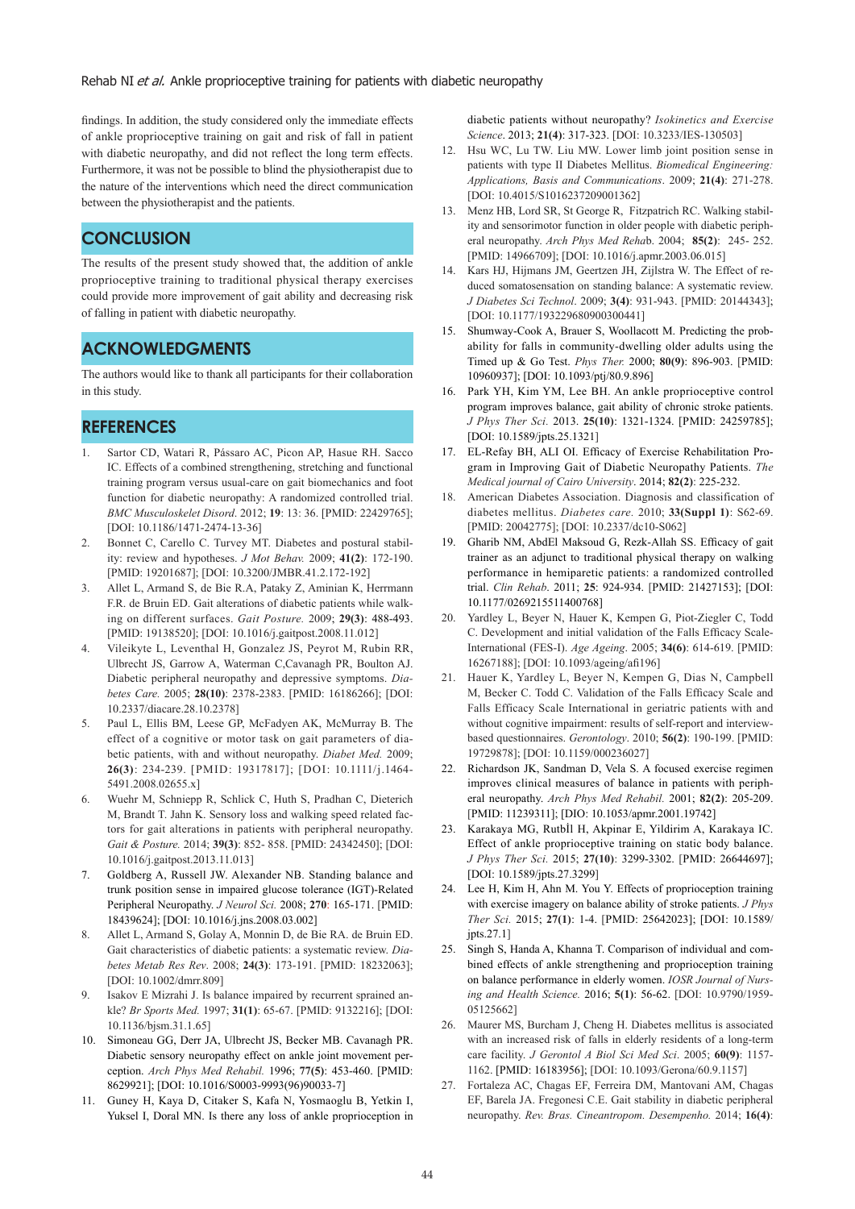findings. In addition, the study considered only the immediate effects of ankle proprioceptive training on gait and risk of fall in patient with diabetic neuropathy, and did not reflect the long term effects. Furthermore, it was not be possible to blind the physiotherapist due to the nature of the interventions which need the direct communication between the physiotherapist and the patients.

## CONCLUSION

The results of the present study showed that, the addition of ankle proprioceptive training to traditional physical therapy exercises could provide more improvement of gait ability and decreasing risk of falling in patient with diabetic neuropathy.

## ACKNOWLEDGMENTS

The authors would like to thank all participants for their collaboration in this study.

## REFERENCES

1. Sartor CD, Watari R, Pássaro AC, Picon AP, Hasue RH. Sacco IC. Effects of a combined strengthening, stretching and functional training program versus usual-care on gait biomechanics and foot function for diabetic neuropathy: A randomized controlled trial. *BMC Musculoskelet Disord*. 2012; **19**: 13: 36. [PMID: 22429765]; [DOI: 10.1186/1471-2474-13-36]
2. Bonnet C, Carello C. Turvey MT. Diabetes and postural stability: review and hypotheses. *J Mot Behav.* 2009; **41(2)**: 172-190. [PMID: 19201687]; [DOI: 10.3200/JMBR.41.2.172-192]
3. Allet L, Armand S, de Bie R.A, Pataky Z, Aminian K, Herrmann F.R. de Bruin ED. Gait alterations of diabetic patients while walking on different surfaces. *Gait Posture.* 2009; **29(3)**: 488-493. [PMID: 19138520]; [DOI: 10.1016/j.gaitpost.2008.11.012]
4. Vileikyte L, Leventhal H, Gonzalez JS, Peyrot M, Rubin RR, Ulbrecht JS, Garrow A, Waterman C,Cavanagh PR, Boulton AJ. Diabetic peripheral neuropathy and depressive symptoms. *Diabetes Care.* 2005; **28(10)**: 2378-2383. [PMID: 16186266]; [DOI: 10.2337/diacare.28.10.2378]
5. Paul L, Ellis BM, Leese GP, McFadyen AK, McMurray B. The effect of a cognitive or motor task on gait parameters of diabetic patients, with and without neuropathy. *Diabet Med.* 2009; **26(3)**: 234-239. [PMID: 19317817]; [DOI: 10.1111/j.1464-5491.2008.02655.x]
6. Wuehr M, Schniepp R, Schlick C, Huth S, Pradhan C, Dieterich M, Brandt T. Jahn K. Sensory loss and walking speed related factors for gait alterations in patients with peripheral neuropathy. *Gait & Posture.* 2014; **39(3)**: 852- 858. [PMID: 24342450]; [DOI: 10.1016/j.gaitpost.2013.11.013]
7. Goldberg A, Russell JW. Alexander NB. Standing balance and trunk position sense in impaired glucose tolerance (IGT)-Related Peripheral Neuropathy. *J Neurol Sci.* 2008; **270**: 165-171. [PMID: 18439624]; [DOI: 10.1016/j.jns.2008.03.002]
8. Allet L, Armand S, Golay A, Monnin D, de Bie RA. de Bruin ED. Gait characteristics of diabetic patients: a systematic review. *Diabetes Metab Res Rev*. 2008; **24(3)**: 173-191. [PMID: 18232063]; [DOI: 10.1002/dmrr.809]
9. Isakov E Mizrahi J. Is balance impaired by recurrent sprained ankle? *Br Sports Med.* 1997; **31(1)**: 65-67. [PMID: 9132216]; [DOI: 10.1136/bjsm.31.1.65]
10. Simoneau GG, Derr JA, Ulbrecht JS, Becker MB. Cavanagh PR. Diabetic sensory neuropathy effect on ankle joint movement perception. *Arch Phys Med Rehabil.* 1996; **77(5)**: 453-460. [PMID: 8629921]; [DOI: 10.1016/S0003-9993(96)90033-7]
11. Guney H, Kaya D, Citaker S, Kafa N, Yosmaoglu B, Yetkin I, Yuksel I, Doral MN. Is there any loss of ankle proprioception in diabetic patients without neuropathy? *Isokinetics and Exercise Science*. 2013; **21(4)**: 317-323. [DOI: 10.3233/IES-130503]
12. Hsu WC, Lu TW. Liu MW. Lower limb joint position sense in patients with type II Diabetes Mellitus. *Biomedical Engineering: Applications, Basis and Communications*. 2009; **21(4)**: 271-278. [DOI: 10.4015/S1016237209001362]
13. Menz HB, Lord SR, St George R, Fitzpatrick RC. Walking stability and sensorimotor function in older people with diabetic peripheral neuropathy. *Arch Phys Med Rehab*. 2004; **85(2)**: 245- 252. [PMID: 14966709]; [DOI: 10.1016/j.apmr.2003.06.015]
14. Kars HJ, Hijmans JM, Geertzen JH, Zijlstra W. The Effect of reduced somatosensation on standing balance: A systematic review. *J Diabetes Sci Technol*. 2009; **3(4)**: 931-943. [PMID: 20144343]; [DOI: 10.1177/193229680900300441]
15. Shumway-Cook A, Brauer S, Woollacott M. Predicting the probability for falls in community-dwelling older adults using the Timed up & Go Test. *Phys Ther.* 2000; **80(9)**: 896-903. [PMID: 10960937]; [DOI: 10.1093/ptj/80.9.896]
16. Park YH, Kim YM, Lee BH. An ankle proprioceptive control program improves balance, gait ability of chronic stroke patients. *J Phys Ther Sci.* 2013. **25(10)**: 1321-1324. [PMID: 24259785]; [DOI: 10.1589/jpts.25.1321]
17. EL-Refay BH, ALI OI. Efficacy of Exercise Rehabilitation Program in Improving Gait of Diabetic Neuropathy Patients. *The Medical journal of Cairo University*. 2014; **82(2)**: 225-232.
18. American Diabetes Association. Diagnosis and classification of diabetes mellitus. *Diabetes care.* 2010; **33(Suppl 1)**: S62-69. [PMID: 20042775]; [DOI: 10.2337/dc10-S062]
19. Gharib NM, AbdEl Maksoud G, Rezk-Allah SS. Efficacy of gait trainer as an adjunct to traditional physical therapy on walking performance in hemiparetic patients: a randomized controlled trial. *Clin Rehab*. 2011; **25**: 924-934. [PMID: 21427153]; [DOI: 10.1177/0269215511400768]
20. Yardley L, Beyer N, Hauer K, Kempen G, Piot-Ziegler C, Todd C. Development and initial validation of the Falls Efficacy Scale-International (FES-I). *Age Ageing*. 2005; **34(6)**: 614-619. [PMID: 16267188]; [DOI: 10.1093/ageing/afi196]
21. Hauer K, Yardley L, Beyer N, Kempen G, Dias N, Campbell M, Becker C. Todd C. Validation of the Falls Efficacy Scale and Falls Efficacy Scale International in geriatric patients with and without cognitive impairment: results of self-report and interview-based questionnaires. *Gerontology*. 2010; **56(2)**: 190-199. [PMID: 19729878]; [DOI: 10.1159/000236027]
22. Richardson JK, Sandman D, Vela S. A focused exercise regimen improves clinical measures of balance in patients with peripheral neuropathy. *Arch Phys Med Rehabil.* 2001; **82(2)**: 205-209. [PMID: 11239311]; [DIO: 10.1053/apmr.2001.19742]
23. Karakaya MG, RutbİI H, Akpinar E, Yildirim A, Karakaya IC. Effect of ankle proprioceptive training on static body balance. *J Phys Ther Sci.* 2015; **27(10)**: 3299-3302. [PMID: 26644697]; [DOI: 10.1589/jpts.27.3299]
24. Lee H, Kim H, Ahn M. You Y. Effects of proprioception training with exercise imagery on balance ability of stroke patients. *J Phys Ther Sci.* 2015; **27(1)**: 1-4. [PMID: 25642023]; [DOI: 10.1589/jpts.27.1]
25. Singh S, Handa A, Khanna T. Comparison of individual and combined effects of ankle strengthening and proprioception training on balance performance in elderly women. *IOSR Journal of Nursing and Health Science.* 2016; **5(1)**: 56-62. [DOI: 10.9790/1959-05125662]
26. Maurer MS, Burcham J, Cheng H. Diabetes mellitus is associated with an increased risk of falls in elderly residents of a long-term care facility. *J Gerontol A Biol Sci Med Sci*. 2005; **60(9)**: 1157-1162. [PMID: 16183956]; [DOI: 10.1093/Gerona/60.9.1157]
27. Fortaleza AC, Chagas EF, Ferreira DM, Mantovani AM, Chagas EF, Barela JA. Fregonesi C.E. Gait stability in diabetic peripheral neuropathy. *Rev. Bras. Cineantropom. Desempenho.* 2014; **16(4)**: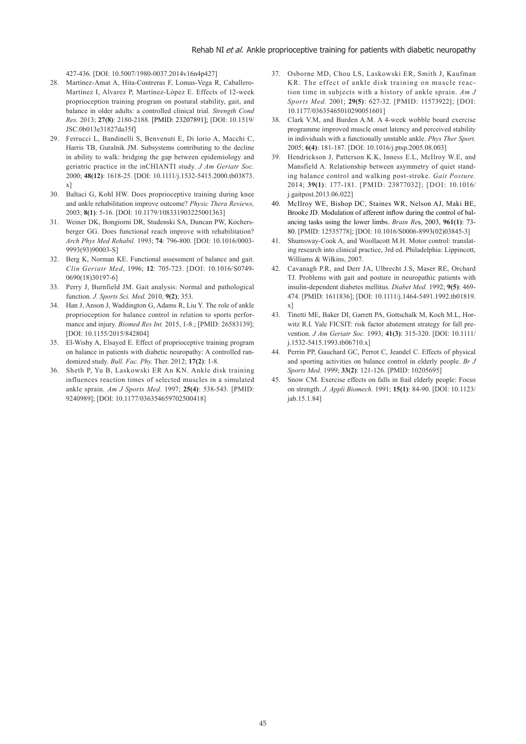427-436. [DOI: 10.5007/1980-0037.2014v16n4p427]

28. Martínez-Amat A, Hita-Contreras F, Lomas-Vega R, Caballero-Martínez I, Alvarez P, Martínez-López E. Effects of 12-week proprioception training program on postural stability, gait, and balance in older adults: a controlled clinical trial. *Strength Cond Res.* 2013; **27(8)**: 2180-2188. [PMID: 23207891]; [DOI: 10.1519/JSC.0b013e31827da35f]
29. Ferrucci L, Bandinelli S, Benvenuti E, Di lorio A, Macchi C, Harris TB, Guralnik JM. Subsystems contributing to the decline in ability to walk: bridging the gap between epidemiology and geriatric practice in the inCHIANTI study. *J Am Geriatr Soc.* 2000; **48(12)**: 1618-25. [DOI: 10.1111/j.1532-5415.2000.tb03873.x]
30. Baltaci G, Kohl HW. Does proprioceptive training during knee and ankle rehabilitation improve outcome? *Physic Thera Reviews,* 2003; **8(1)**: 5-16. [DOI: 10.1179/108331903225001363]
31. Weiner DK, Bongiorni DR, Studenski SA, Duncan PW, Kochersberger GG. Does functional reach improve with rehabilitation? *Arch Phys Med Rehabil.* 1993; **74**: 796-800. [DOI: 10.1016/0003-9993(93)90003-S]
32. Berg K, Norman KE. Functional assessment of balance and gait. *Clin Geriatr Med*, 1996; **12**: 705-723. [DOI: 10.1016/S0749-0690(18)30197-6]
33. Perry J, Burnfield JM. Gait analysis: Normal and pathological function. *J. Sports Sci. Med.* 2010, **9(2)**; 353.
34. Han J, Anson J, Waddington G, Adams R, Liu Y. The role of ankle proprioception for balance control in relation to sports performance and injury. *Biomed Res Int.* 2015, 1-8.; [PMID: 26583139]; [DOI: 10.1155/2015/842804]
35. El-Wishy A, Elsayed E. Effect of proprioceptive training program on balance in patients with diabetic neuropathy: A controlled randomized study. *Bull. Fac. Phy.* Ther. 2012; **17(2)**: 1-8.
36. Sheth P, Yu B, Laskowski ER An KN. Ankle disk training influences reaction times of selected muscles in a simulated ankle sprain. *Am J Sports Med.* 1997; **25(4)**: 538-543. [PMID: 9240989]; [DOI: 10.1177/036354659702500418]
37. Osborne MD, Chou LS, Laskowski ER, Smith J, Kaufman KR. The effect of ankle disk training on muscle reaction time in subjects with a history of ankle sprain. *Am J Sports Med.* 2001; **29(5)**: 627-32. [PMID: 11573922]; [DOI: 10.1177/03635465010290051601]
38. Clark V.M, and Burden A.M. A 4-week wobble board exercise programme improved muscle onset latency and perceived stability in individuals with a functionally unstable ankle. *Phys Ther Sport.* 2005; **6(4)**: 181-187. [DOI: 10.1016/j.ptsp.2005.08.003]
39. Hendrickson J, Patterson K.K, Inness E.L, McIlroy W.E, and Mansfield A. Relationship between asymmetry of quiet standing balance control and walking post-stroke. *Gait Posture.* 2014; **39(1)**: 177-181. [PMID: 23877032]; [DOI: 10.1016/j.gaitpost.2013.06.022]
40. McIlroy WE, Bishop DC, Staines WR, Nelson AJ, Maki BE, Brooke JD. Modulation of afferent inflow during the control of balancing tasks using the lower limbs. *Brain Res*, 2003, **961(1)**: 73-80. [PMID: 12535778]; [DOI: 10.1016/S0006-8993(02)03845-3]
41. Shumsway-Cook A, and Woollacott M.H. Motor control: translating research into clinical practice, 3rd ed. Philadelphia: Lippincott, Williams & Wilkins, 2007.
42. Cavanagh P.R, and Derr JA, Ulbrecht J.S, Maser RE, Orchard TJ. Problems with gait and posture in neuropathic patients with insulin-dependent diabetes mellitus. *Diabet Med.* 1992; **9(5)**: 469-474. [PMID: 1611836]; [DOI: 10.1111/j.1464-5491.1992.tb01819.x]
43. Tinetti ME, Baker DI, Garrett PA, Gottschalk M, Koch M.L, Horwitz R.I. Yale FICSIT: risk factor abatement strategy for fall prevention. *J Am Geriatr Soc.* 1993; **41(3)**: 315-320. [DOI: 10.1111/j.1532-5415.1993.tb06710.x]
44. Perrin PP, Gauchard GC, Perrot C, Jeandel C. Effects of physical and sporting activities on balance control in elderly people. *Br J Sports Med.* 1999; **33(2)**: 121-126. [PMID: 10205695]
45. Snow CM. Exercise effects on falls in frail elderly people: Focus on strength. *J. Appli Biomech.* 1991; **15(1)**: 84-90. [DOI: 10.1123/jab.15.1.84]